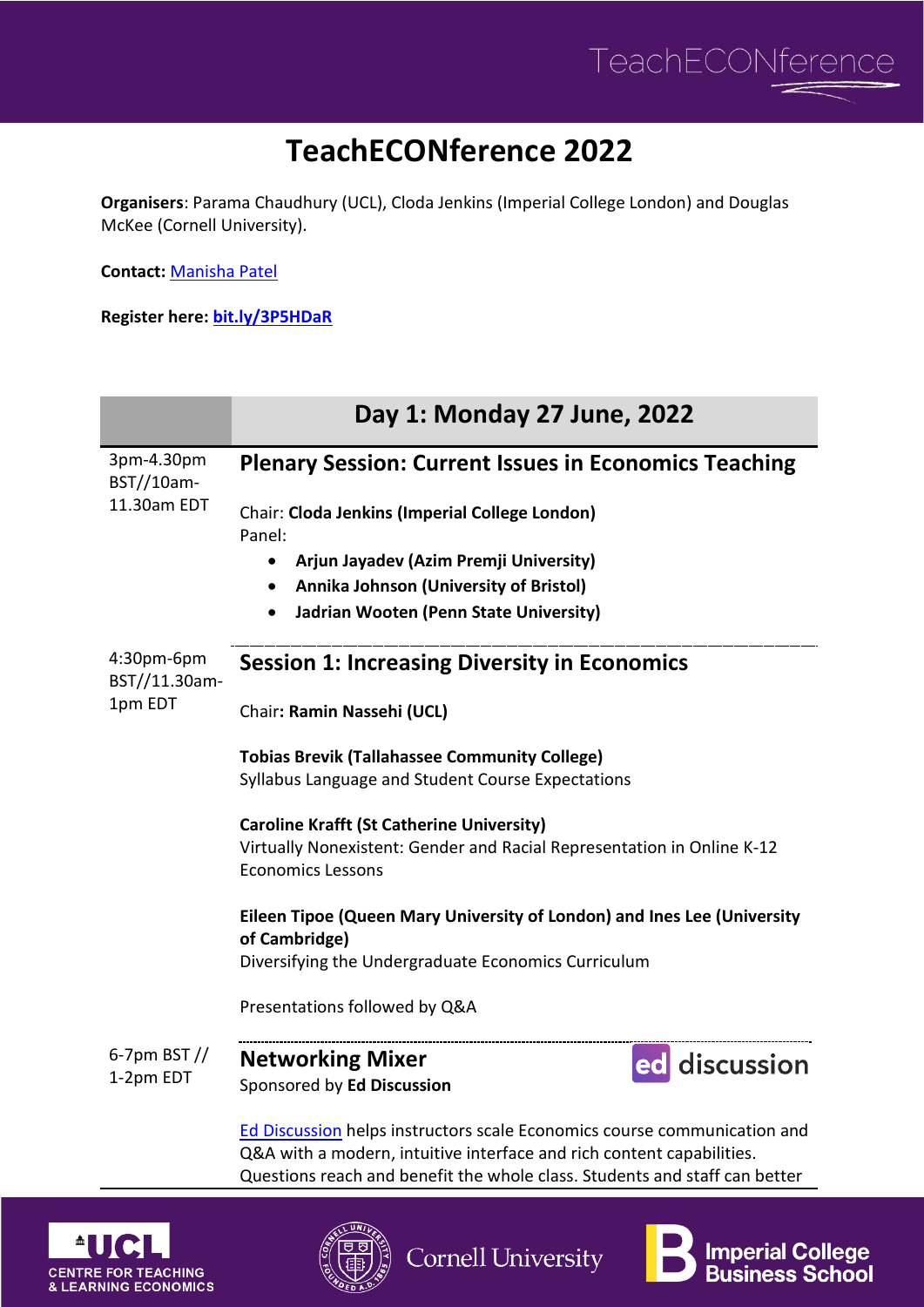# TeachECONference 2022

**Organisers**: Parama Chaudhury (UCL), Cloda Jenkins (Imperial College London) and Douglas McKee (Cornell University).

**Contact:** Manisha Patel

**Register here:** **bit.ly/3P5HDaR**

## Day 1: Monday 27 June, 2022

**3pm-4.30pm BST//10am-11.30am EDT**

### Plenary Session: Current Issues in Economics Teaching

Chair: **Cloda Jenkins (Imperial College London)**
Panel:

- **Arjun Jayadev (Azim Premji University)**
- **Annika Johnson (University of Bristol)**
- **Jadrian Wooten (Penn State University)**

**4:30pm-6pm BST//11.30am-1pm EDT**

### Session 1: Increasing Diversity in Economics

Chair**: Ramin Nassehi (UCL)**

**Tobias Brevik (Tallahassee Community College)**
Syllabus Language and Student Course Expectations

**Caroline Krafft (St Catherine University)**
Virtually Nonexistent: Gender and Racial Representation in Online K-12 Economics Lessons

**Eileen Tipoe (Queen Mary University of London) and Ines Lee (University of Cambridge)**
Diversifying the Undergraduate Economics Curriculum

Presentations followed by Q&A

**6-7pm BST // 1-2pm EDT**

### Networking Mixer

Sponsored by **Ed Discussion**

Ed Discussion helps instructors scale Economics course communication and Q&A with a modern, intuitive interface and rich content capabilities. Questions reach and benefit the whole class. Students and staff can better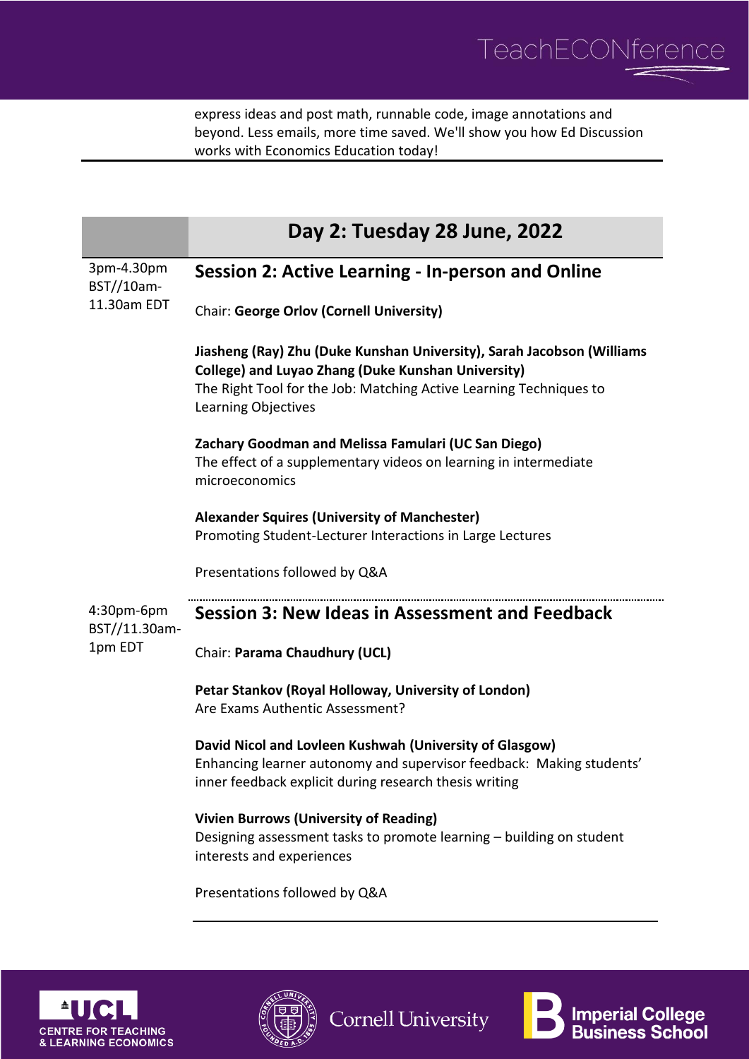express ideas and post math, runnable code, image annotations and beyond. Less emails, more time saved. We'll show you how Ed Discussion works with Economics Education today!

## Day 2: Tuesday 28 June, 2022

3pm-4.30pm BST//10am-11.30am EDT

### Session 2: Active Learning - In-person and Online

Chair: **George Orlov (Cornell University)**

**Jiasheng (Ray) Zhu (Duke Kunshan University), Sarah Jacobson (Williams College) and Luyao Zhang (Duke Kunshan University)**
The Right Tool for the Job: Matching Active Learning Techniques to Learning Objectives

**Zachary Goodman and Melissa Famulari (UC San Diego)**
The effect of a supplementary videos on learning in intermediate microeconomics

**Alexander Squires (University of Manchester)**
Promoting Student-Lecturer Interactions in Large Lectures

Presentations followed by Q&A

---

4:30pm-6pm BST//11.30am-1pm EDT

### Session 3: New Ideas in Assessment and Feedback

Chair: **Parama Chaudhury (UCL)**

**Petar Stankov (Royal Holloway, University of London)**
Are Exams Authentic Assessment?

**David Nicol and Lovleen Kushwah (University of Glasgow)**
Enhancing learner autonomy and supervisor feedback: Making students' inner feedback explicit during research thesis writing

**Vivien Burrows (University of Reading)**
Designing assessment tasks to promote learning – building on student interests and experiences

Presentations followed by Q&A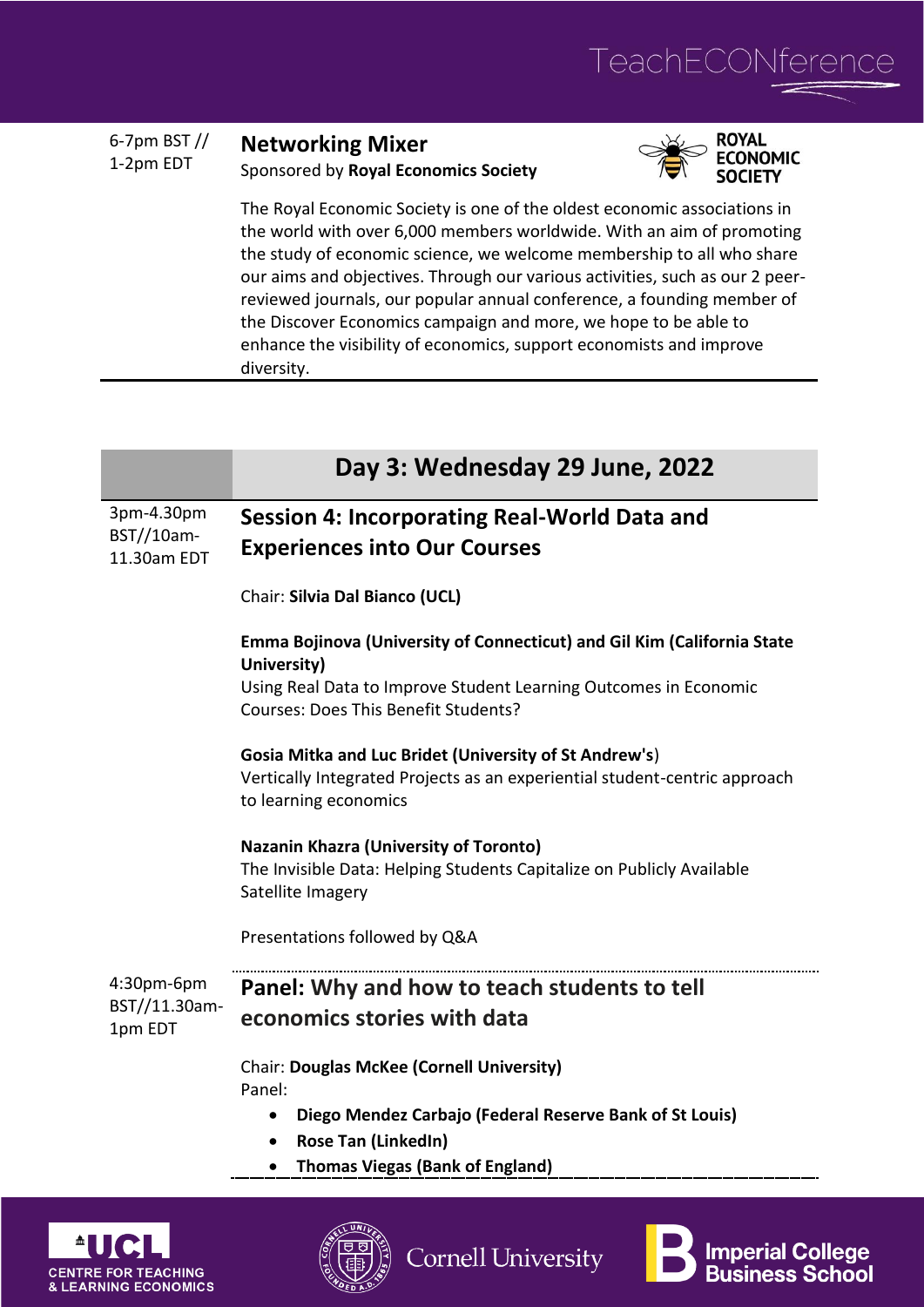6-7pm BST // 1-2pm EDT

## Networking Mixer

Sponsored by **Royal Economics Society**

The Royal Economic Society is one of the oldest economic associations in the world with over 6,000 members worldwide. With an aim of promoting the study of economic science, we welcome membership to all who share our aims and objectives. Through our various activities, such as our 2 peer-reviewed journals, our popular annual conference, a founding member of the Discover Economics campaign and more, we hope to be able to enhance the visibility of economics, support economists and improve diversity.

# Day 3: Wednesday 29 June, 2022

3pm-4.30pm BST//10am-11.30am EDT

## Session 4: Incorporating Real-World Data and Experiences into Our Courses

Chair: **Silvia Dal Bianco (UCL)**

**Emma Bojinova (University of Connecticut) and Gil Kim (California State University)**
Using Real Data to Improve Student Learning Outcomes in Economic Courses: Does This Benefit Students?

**Gosia Mitka and Luc Bridet (University of St Andrew's**)
Vertically Integrated Projects as an experiential student-centric approach to learning economics

**Nazanin Khazra (University of Toronto)**
The Invisible Data: Helping Students Capitalize on Publicly Available Satellite Imagery

Presentations followed by Q&A

4:30pm-6pm BST//11.30am-1pm EDT

## Panel: Why and how to teach students to tell economics stories with data

Chair: **Douglas McKee (Cornell University)**
Panel:

- **Diego Mendez Carbajo (Federal Reserve Bank of St Louis)**
- **Rose Tan (LinkedIn)**
- **Thomas Viegas (Bank of England)**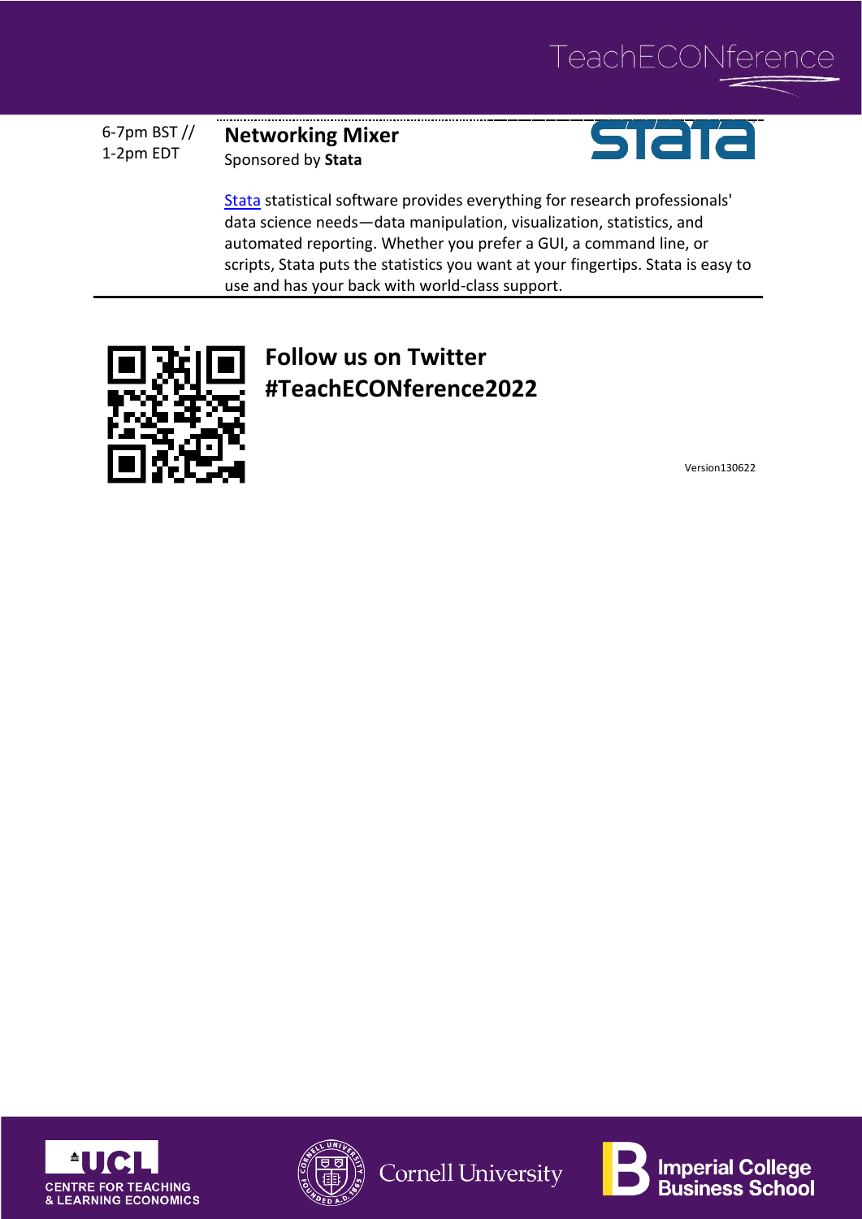| | |
|---|---|
| 6-7pm BST // 1-2pm EDT | **Networking Mixer**<br>Sponsored by **Stata**<br><br>Stata statistical software provides everything for research professionals' data science needs—data manipulation, visualization, statistics, and automated reporting. Whether you prefer a GUI, a command line, or scripts, Stata puts the statistics you want at your fingertips. Stata is easy to use and has your back with world-class support. |

## Follow us on Twitter #TeachECONference2022

Version130622